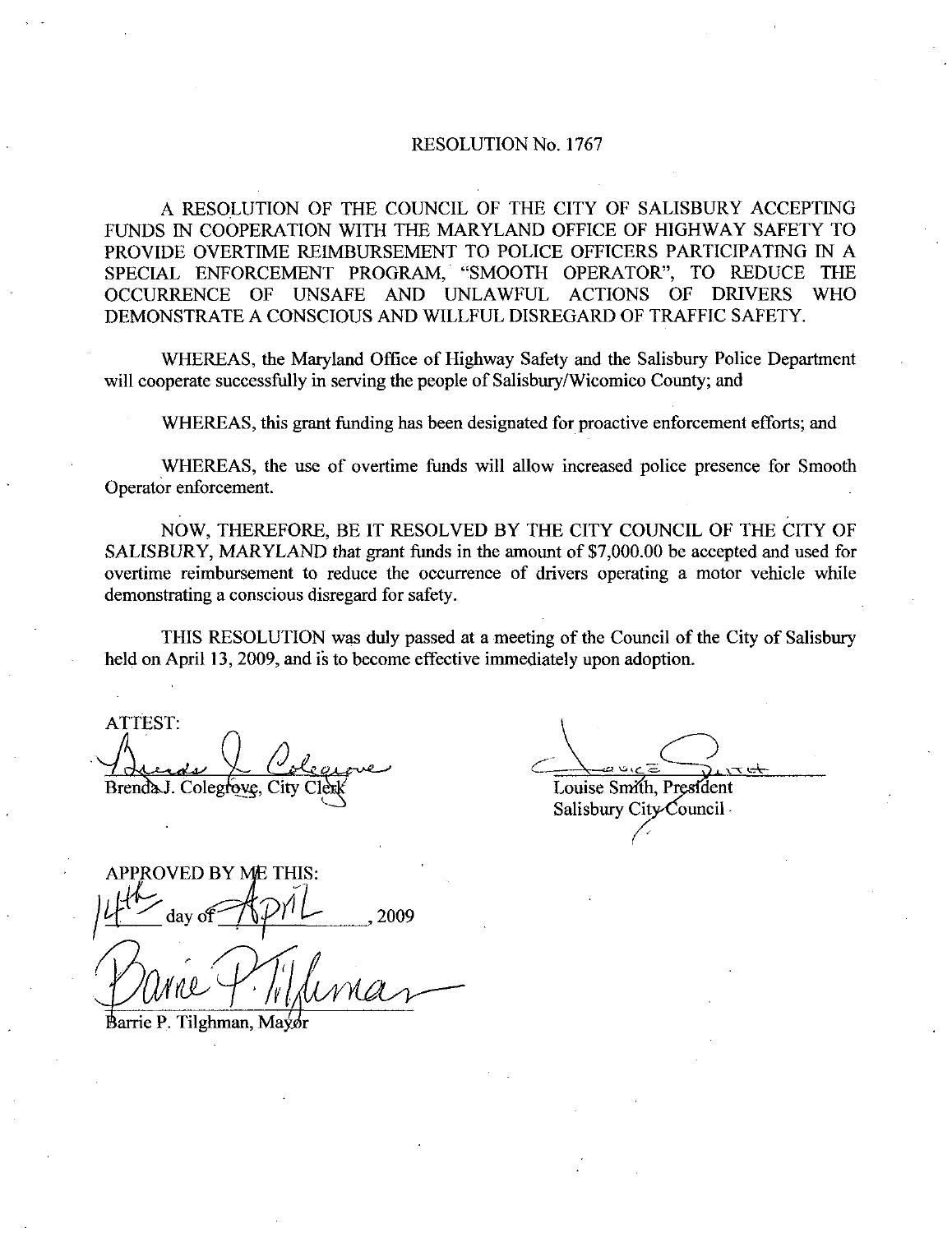# RESOLUTION No. 1767

A RESOLUTION OF THE COUNCIL OF THE CITY OF SALISBURY ACCEPTING FUNDS IN COOPERATION WITH THE MARYLAND OFFICE OF HIGHWAY SAFETY TO PROVIDE OVERTIME REIMBURSEMENT TO POLICE OFFICERS PARTICIPATING IN A SPECIAL ENFORCEMENT PROGRAM, "SMOOTH OPERATOR", TO REDUCE THE OCCURRENCE OF UNSAFE AND UNLAWFUL ACTIONS OF DRIVERS WHO DEMONSTRATE A CONSCIOUS AND WILLFUL DISREGARD OF TRAFFIC SAFETY.

WHEREAS, the Maryland Office of Highway Safety and the Salisbury Police Department will cooperate successfully in serving the people of Salisbury/Wicomico County; and

WHEREAS, this grant funding has been designated for proactive enforcement efforts; and

WHEREAS, the use of overtime funds will allow increased police presence for Smooth Operator enforcement.

NOW, THEREFORE, BE IT RESOLVED BY THE CITY COUNCIL OF THE CITY OF SALISBURY, MARYLAND that grant funds in the amount of $7,000.00 be accepted and used for overtime reimbursement to reduce the occurrence of drivers operating a motor vehicle while demonstrating a conscious disregard for safety.

THIS RESOLUTION was duly passed at a meeting of the Council of the City of Salisbury held on April 13, 2009, and is to become effective immediately upon adoption.

ATTEST:

Brenda J. Colegrove, City Clerk

Louise Smith, President
Salisbury City Council

APPROVED BY ME THIS:

14th day of April, 2009

Barrie P. Tilghman, Mayor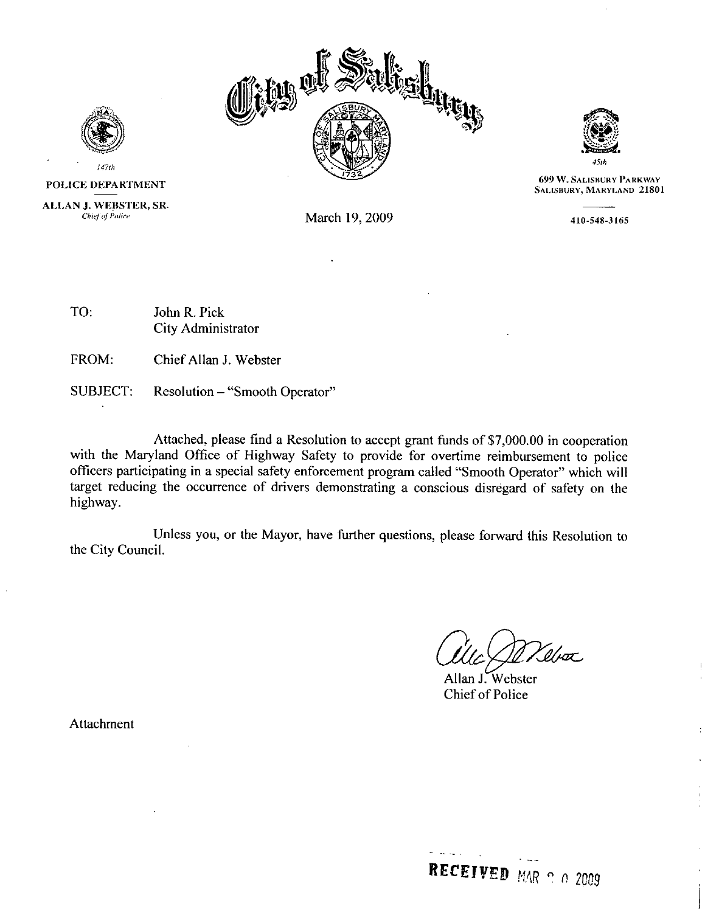# City of Salisbury

147th

**POLICE DEPARTMENT**

**ALLAN J. WEBSTER, SR.**
*Chief of Police*

45th

699 W. SALISBURY PARKWAY
SALISBURY, MARYLAND 21801

410-548-3165

March 19, 2009

TO: John R. Pick
City Administrator

FROM: Chief Allan J. Webster

SUBJECT: Resolution – "Smooth Operator"

Attached, please find a Resolution to accept grant funds of $7,000.00 in cooperation with the Maryland Office of Highway Safety to provide for overtime reimbursement to police officers participating in a special safety enforcement program called "Smooth Operator" which will target reducing the occurrence of drivers demonstrating a conscious disregard of safety on the highway.

Unless you, or the Mayor, have further questions, please forward this Resolution to the City Council.

Allan J. Webster
Chief of Police

Attachment

RECEIVED MAR 2 0 2009